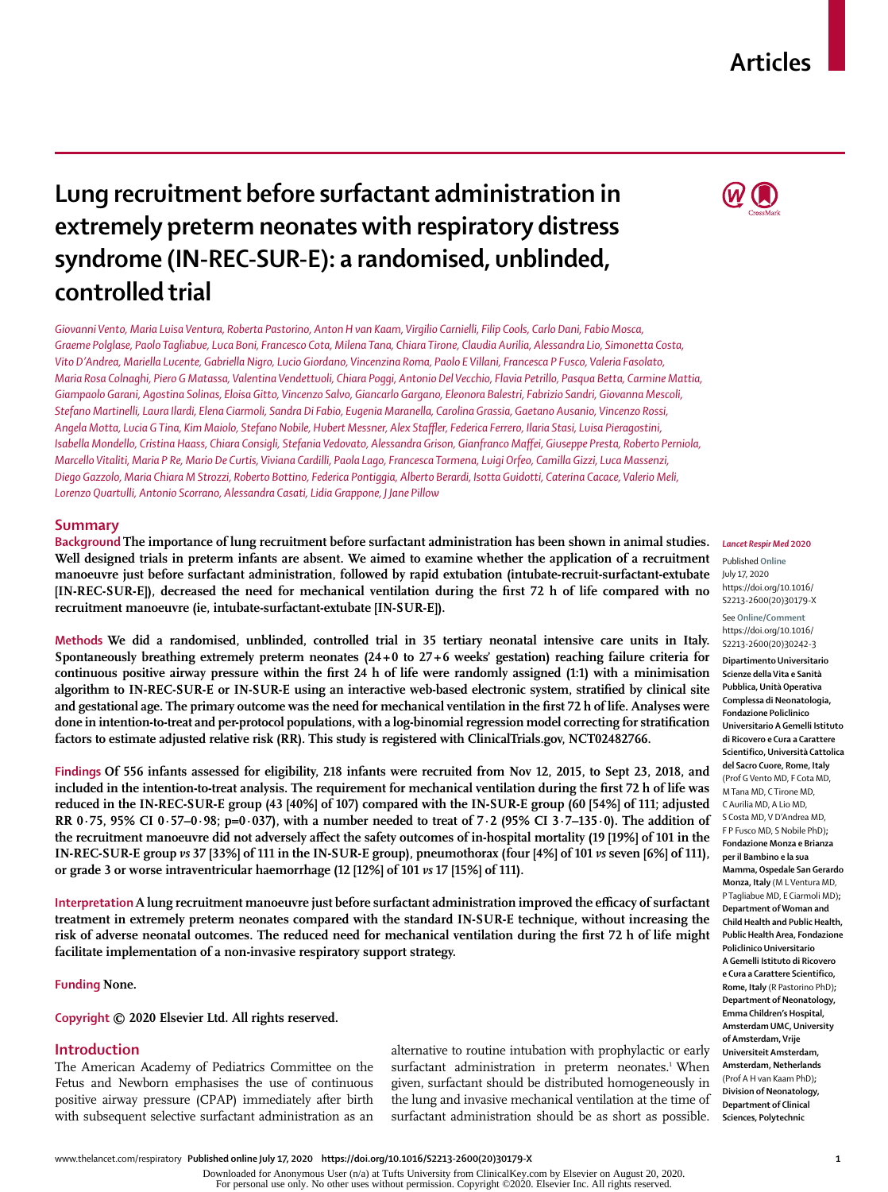# Lung recruitment before surfactant administration in extremely preterm neonates with respiratory distress syndrome (IN-REC-SUR-E): a randomised, unblinded, controlled trial

*Giovanni Vento, Maria Luisa Ventura, Roberta Pastorino, Anton H van Kaam, Virgilio Carnielli, Filip Cools, Carlo Dani, Fabio Mosca, Graeme Polglase, Paolo Tagliabue, Luca Boni, Francesco Cota, Milena Tana, Chiara Tirone, Claudia Aurilia, Alessandra Lio, Simonetta Costa, Vito D'Andrea, Mariella Lucente, Gabriella Nigro, Lucio Giordano, Vincenzina Roma, Paolo E Villani, Francesca P Fusco, Valeria Fasolato, Maria Rosa Colnaghi, Piero G Matassa, Valentina Vendettuoli, Chiara Poggi, Antonio Del Vecchio, Flavia Petrillo, Pasqua Betta, Carmine Mattia, Giampaolo Garani, Agostina Solinas, Eloisa Gitto, Vincenzo Salvo, Giancarlo Gargano, Eleonora Balestri, Fabrizio Sandri, Giovanna Mescoli, Stefano Martinelli, Laura Ilardi, Elena Ciarmoli, Sandra Di Fabio, Eugenia Maranella, Carolina Grassia, Gaetano Ausanio, Vincenzo Rossi, Angela Motta, Lucia G Tina, Kim Maiolo, Stefano Nobile, Hubert Messner, Alex Staffler, Federica Ferrero, Ilaria Stasi, Luisa Pieragostini, Isabella Mondello, Cristina Haass, Chiara Consigli, Stefania Vedovato, Alessandra Grison, Gianfranco Maffei, Giuseppe Presta, Roberto Perniola, Marcello Vitaliti, Maria P Re, Mario De Curtis, Viviana Cardilli, Paola Lago, Francesca Tormena, Luigi Orfeo, Camilla Gizzi, Luca Massenzi, Diego Gazzolo, Maria Chiara M Strozzi, Roberto Bottino, Federica Pontiggia, Alberto Berardi, Isotta Guidotti, Caterina Cacace, Valerio Meli, Lorenzo Quartulli, Antonio Scorrano, Alessandra Casati, Lidia Grappone, J Jane Pillow*

## Summary

**Background** **The importance of lung recruitment before surfactant administration has been shown in animal studies. Well designed trials in preterm infants are absent. We aimed to examine whether the application of a recruitment manoeuvre just before surfactant administration, followed by rapid extubation (intubate-recruit-surfactant-extubate [IN-REC-SUR-E]), decreased the need for mechanical ventilation during the first 72 h of life compared with no recruitment manoeuvre (ie, intubate-surfactant-extubate [IN-SUR-E]).**

**Methods** **We did a randomised, unblinded, controlled trial in 35 tertiary neonatal intensive care units in Italy. Spontaneously breathing extremely preterm neonates (24+0 to 27+6 weeks' gestation) reaching failure criteria for continuous positive airway pressure within the first 24 h of life were randomly assigned (1:1) with a minimisation algorithm to IN-REC-SUR-E or IN-SUR-E using an interactive web-based electronic system, stratified by clinical site and gestational age. The primary outcome was the need for mechanical ventilation in the first 72 h of life. Analyses were done in intention-to-treat and per-protocol populations, with a log-binomial regression model correcting for stratification factors to estimate adjusted relative risk (RR). This study is registered with ClinicalTrials.gov, NCT02482766.**

**Findings** **Of 556 infants assessed for eligibility, 218 infants were recruited from Nov 12, 2015, to Sept 23, 2018, and included in the intention-to-treat analysis. The requirement for mechanical ventilation during the first 72 h of life was reduced in the IN-REC-SUR-E group (43 [40%] of 107) compared with the IN-SUR-E group (60 [54%] of 111; adjusted RR 0·75, 95% CI 0·57–0·98; p=0·037), with a number needed to treat of 7·2 (95% CI 3·7–135·0). The addition of the recruitment manoeuvre did not adversely affect the safety outcomes of in-hospital mortality (19 [19%] of 101 in the IN-REC-SUR-E group *vs* 37 [33%] of 111 in the IN-SUR-E group), pneumothorax (four [4%] of 101 *vs* seven [6%] of 111), or grade 3 or worse intraventricular haemorrhage (12 [12%] of 101 *vs* 17 [15%] of 111).**

**Interpretation** **A lung recruitment manoeuvre just before surfactant administration improved the efficacy of surfactant treatment in extremely preterm neonates compared with the standard IN-SUR-E technique, without increasing the risk of adverse neonatal outcomes. The reduced need for mechanical ventilation during the first 72 h of life might facilitate implementation of a non-invasive respiratory support strategy.**

**Funding** **None.**

**Copyright** **© 2020 Elsevier Ltd. All rights reserved.**

*Lancet Respir Med* 2020

Published Online July 17, 2020 https://doi.org/10.1016/S2213-2600(20)30179-X

See Online/Comment https://doi.org/10.1016/S2213-2600(20)30242-3

**Dipartimento Universitario Scienze della Vita e Sanità Pubblica, Unità Operativa Complessa di Neonatologia, Fondazione Policlinico Universitario A Gemelli Istituto di Ricovero e Cura a Carattere Scientifico, Università Cattolica del Sacro Cuore, Rome, Italy** (Prof G Vento MD, F Cota MD, M Tana MD, C Tirone MD, C Aurilia MD, A Lio MD, S Costa MD, V D'Andrea MD, F P Fusco MD, S Nobile PhD); **Fondazione Monza e Brianza per il Bambino e la sua Mamma, Ospedale San Gerardo Monza, Italy** (M L Ventura MD, P Tagliabue MD, E Ciarmoli MD); **Department of Woman and Child Health and Public Health, Public Health Area, Fondazione Policlinico Universitario A Gemelli Istituto di Ricovero e Cura a Carattere Scientifico, Rome, Italy** (R Pastorino PhD); **Department of Neonatology, Emma Children's Hospital, Amsterdam UMC, University of Amsterdam, Vrije Universiteit Amsterdam, Amsterdam, Netherlands** (Prof A H van Kaam PhD); **Division of Neonatology, Department of Clinical Sciences, Polytechnic**

## Introduction

The American Academy of Pediatrics Committee on the Fetus and Newborn emphasises the use of continuous positive airway pressure (CPAP) immediately after birth with subsequent selective surfactant administration as an alternative to routine intubation with prophylactic or early surfactant administration in preterm neonates.[1] When given, surfactant should be distributed homogeneously in the lung and invasive mechanical ventilation at the time of surfactant administration should be as short as possible.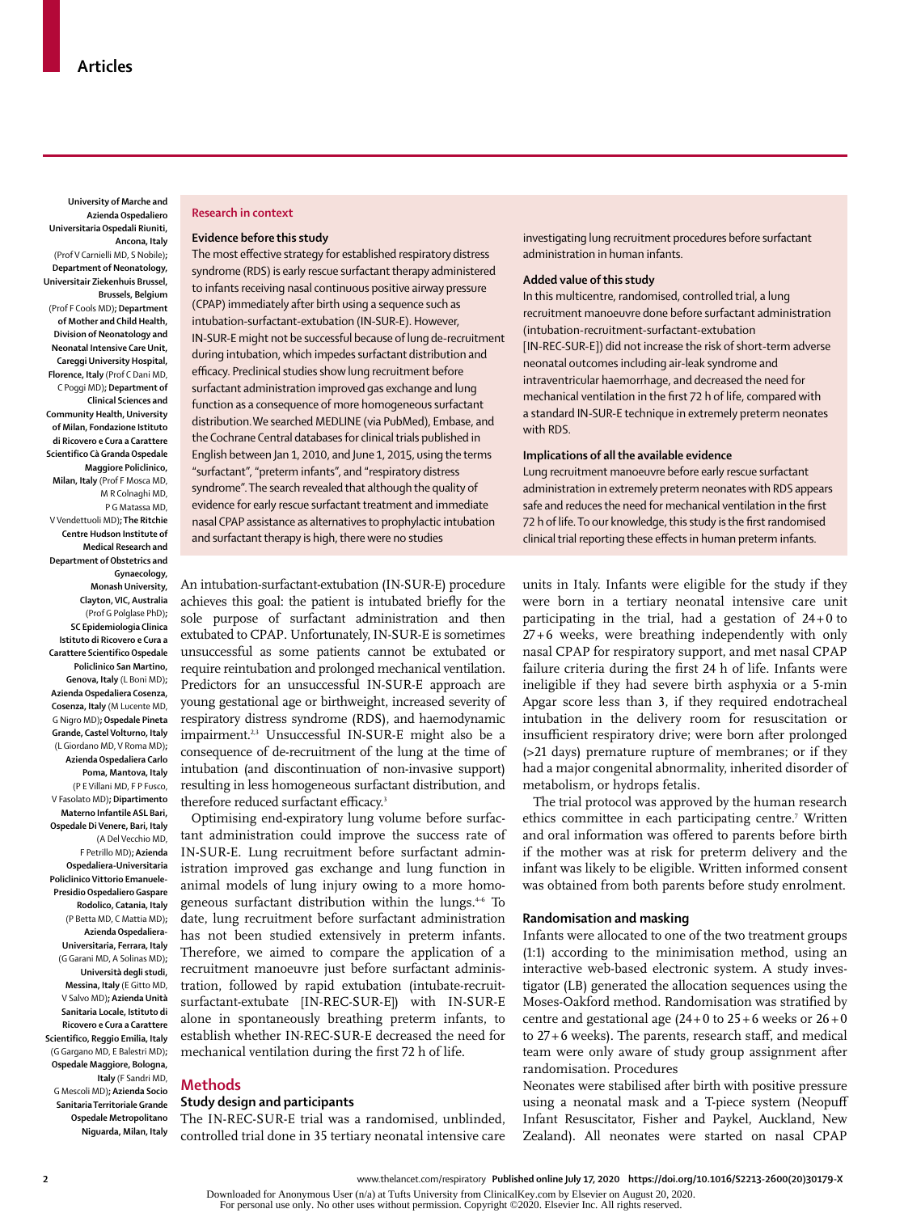University of Marche and Azienda Ospedaliero Universitaria Ospedali Riuniti, Ancona, Italy (Prof V Carnielli MD, S Nobile); Department of Neonatology, Universitair Ziekenhuis Brussel, Brussels, Belgium (Prof F Cools MD); Department of Mother and Child Health, Division of Neonatology and Neonatal Intensive Care Unit, Careggi University Hospital, Florence, Italy (Prof C Dani MD, C Poggi MD); Department of Clinical Sciences and Community Health, University of Milan, Fondazione Istituto di Ricovero e Cura a Carattere Scientifico Cà Granda Ospedale Maggiore Policlinico, Milan, Italy (Prof F Mosca MD, M R Colnaghi MD, P G Matassa MD, V Vendettuoli MD); The Ritchie Centre Hudson Institute of Medical Research and Department of Obstetrics and Gynaecology, Monash University, Clayton, VIC, Australia (Prof G Polglase PhD); SC Epidemiologia Clinica Istituto di Ricovero e Cura a Carattere Scientifico Ospedale Policlinico San Martino, Genova, Italy (L Boni MD); Azienda Ospedaliera Cosenza, Cosenza, Italy (M Lucente MD, G Nigro MD); Ospedale Pineta Grande, Castel Volturno, Italy (L Giordano MD, V Roma MD); Azienda Ospedaliera Carlo Poma, Mantova, Italy (P E Villani MD, F P Fusco, V Fasolato MD); Dipartimento Materno Infantile ASL Bari, Ospedale Di Venere, Bari, Italy (A Del Vecchio MD, F Petrillo MD); Azienda Ospedaliera-Universitaria Policlinico Vittorio Emanuele-Presidio Ospedaliero Gaspare Rodolico, Catania, Italy (P Betta MD, C Mattia MD); Azienda Ospedaliera-Universitaria, Ferrara, Italy (G Garani MD, A Solinas MD); Università degli studi, Messina, Italy (E Gitto MD, V Salvo MD); Azienda Unità Sanitaria Locale, Istituto di Ricovero e Cura a Carattere Scientifico, Reggio Emilia, Italy (G Gargano MD, E Balestri MD); Ospedale Maggiore, Bologna, Italy (F Sandri MD, G Mescoli MD); Azienda Socio Sanitaria Territoriale Grande Ospedale Metropolitano Niguarda, Milan, Italy

## Research in context

**Evidence before this study**

The most effective strategy for established respiratory distress syndrome (RDS) is early rescue surfactant therapy administered to infants receiving nasal continuous positive airway pressure (CPAP) immediately after birth using a sequence such as intubation-surfactant-extubation (IN-SUR-E). However, IN-SUR-E might not be successful because of lung de-recruitment during intubation, which impedes surfactant distribution and efficacy. Preclinical studies show lung recruitment before surfactant administration improved gas exchange and lung function as a consequence of more homogeneous surfactant distribution. We searched MEDLINE (via PubMed), Embase, and the Cochrane Central databases for clinical trials published in English between Jan 1, 2010, and June 1, 2015, using the terms "surfactant", "preterm infants", and "respiratory distress syndrome". The search revealed that although the quality of evidence for early rescue surfactant treatment and immediate nasal CPAP assistance as alternatives to prophylactic intubation and surfactant therapy is high, there were no studies investigating lung recruitment procedures before surfactant administration in human infants.

**Added value of this study**

In this multicentre, randomised, controlled trial, a lung recruitment manoeuvre done before surfactant administration (intubation-recruitment-surfactant-extubation [IN-REC-SUR-E]) did not increase the risk of short-term adverse neonatal outcomes including air-leak syndrome and intraventricular haemorrhage, and decreased the need for mechanical ventilation in the first 72 h of life, compared with a standard IN-SUR-E technique in extremely preterm neonates with RDS.

**Implications of all the available evidence**

Lung recruitment manoeuvre before early rescue surfactant administration in extremely preterm neonates with RDS appears safe and reduces the need for mechanical ventilation in the first 72 h of life. To our knowledge, this study is the first randomised clinical trial reporting these effects in human preterm infants.

An intubation-surfactant-extubation (IN-SUR-E) procedure achieves this goal: the patient is intubated briefly for the sole purpose of surfactant administration and then extubated to CPAP. Unfortunately, IN-SUR-E is sometimes unsuccessful as some patients cannot be extubated or require reintubation and prolonged mechanical ventilation. Predictors for an unsuccessful IN-SUR-E approach are young gestational age or birthweight, increased severity of respiratory distress syndrome (RDS), and haemodynamic impairment.[2,3] Unsuccessful IN-SUR-E might also be a consequence of de-recruitment of the lung at the time of intubation (and discontinuation of non-invasive support) resulting in less homogeneous surfactant distribution, and therefore reduced surfactant efficacy.[3]

Optimising end-expiratory lung volume before surfactant administration could improve the success rate of IN-SUR-E. Lung recruitment before surfactant administration improved gas exchange and lung function in animal models of lung injury owing to a more homogeneous surfactant distribution within the lungs.[4–6] To date, lung recruitment before surfactant administration has not been studied extensively in preterm infants. Therefore, we aimed to compare the application of a recruitment manoeuvre just before surfactant administration, followed by rapid extubation (intubate-recruit-surfactant-extubate [IN-REC-SUR-E]) with IN-SUR-E alone in spontaneously breathing preterm infants, to establish whether IN-REC-SUR-E decreased the need for mechanical ventilation during the first 72 h of life.

## Methods

### Study design and participants

The IN-REC-SUR-E trial was a randomised, unblinded, controlled trial done in 35 tertiary neonatal intensive care units in Italy. Infants were eligible for the study if they were born in a tertiary neonatal intensive care unit participating in the trial, had a gestation of 24+0 to 27+6 weeks, were breathing independently with only nasal CPAP for respiratory support, and met nasal CPAP failure criteria during the first 24 h of life. Infants were ineligible if they had severe birth asphyxia or a 5-min Apgar score less than 3, if they required endotracheal intubation in the delivery room for resuscitation or insufficient respiratory drive; were born after prolonged (>21 days) premature rupture of membranes; or if they had a major congenital abnormality, inherited disorder of metabolism, or hydrops fetalis.

The trial protocol was approved by the human research ethics committee in each participating centre.[7] Written and oral information was offered to parents before birth if the mother was at risk for preterm delivery and the infant was likely to be eligible. Written informed consent was obtained from both parents before study enrolment.

### Randomisation and masking

Infants were allocated to one of the two treatment groups (1:1) according to the minimisation method, using an interactive web-based electronic system. A study investigator (LB) generated the allocation sequences using the Moses-Oakford method. Randomisation was stratified by centre and gestational age (24+0 to 25+6 weeks or 26+0 to 27+6 weeks). The parents, research staff, and medical team were only aware of study group assignment after randomisation. Procedures

Neonates were stabilised after birth with positive pressure using a neonatal mask and a T-piece system (Neopuff Infant Resuscitator, Fisher and Paykel, Auckland, New Zealand). All neonates were started on nasal CPAP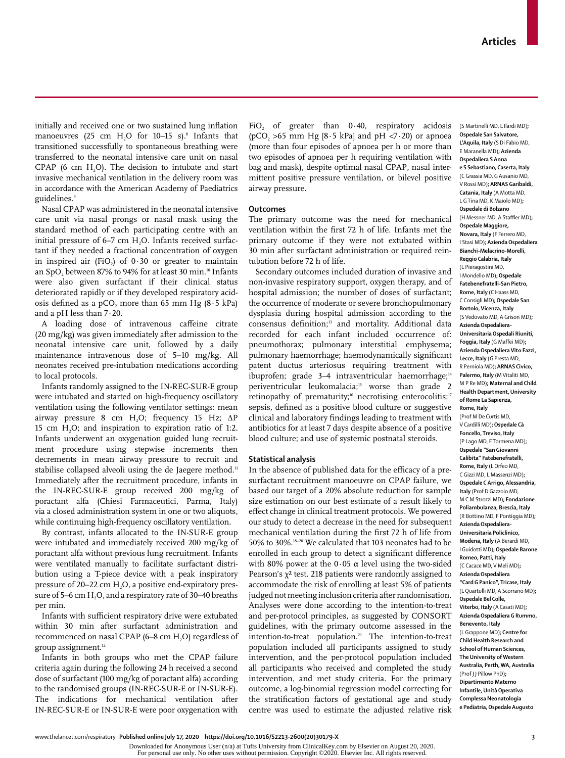initially and received one or two sustained lung inflation manoeuvres (25 cm $H_2O$ for 10–15 s).[8] Infants that transitioned successfully to spontaneous breathing were transferred to the neonatal intensive care unit on nasal CPAP (6 cm $H_2O$). The decision to intubate and start invasive mechanical ventilation in the delivery room was in accordance with the American Academy of Paediatrics guidelines.[9]

Nasal CPAP was administered in the neonatal intensive care unit via nasal prongs or nasal mask using the standard method of each participating centre with an initial pressure of 6–7 cm $H_2O$. Infants received surfactant if they needed a fractional concentration of oxygen in inspired air ($FiO_2$) of 0·30 or greater to maintain an $SpO_2$ between 87% to 94% for at least 30 min.[10] Infants were also given surfactant if their clinical status deteriorated rapidly or if they developed respiratory acidosis defined as a $pCO_2$ more than 65 mm Hg (8·5 kPa) and a pH less than 7·20.

A loading dose of intravenous caffeine citrate (20 mg/kg) was given immediately after admission to the neonatal intensive care unit, followed by a daily maintenance intravenous dose of 5–10 mg/kg. All neonates received pre-intubation medications according to local protocols.

Infants randomly assigned to the IN-REC-SUR-E group were intubated and started on high-frequency oscillatory ventilation using the following ventilator settings: mean airway pressure 8 cm $H_2O$; frequency 15 Hz; ΔP 15 cm $H_2O$; and inspiration to expiration ratio of 1:2. Infants underwent an oxygenation guided lung recruitment procedure using stepwise increments then decrements in mean airway pressure to recruit and stabilise collapsed alveoli using the de Jaegere method.[11] Immediately after the recruitment procedure, infants in the IN-REC-SUR-E group received 200 mg/kg of poractant alfa (Chiesi Farmaceutici, Parma, Italy) via a closed administration system in one or two aliquots, while continuing high-frequency oscillatory ventilation.

By contrast, infants allocated to the IN-SUR-E group were intubated and immediately received 200 mg/kg of poractant alfa without previous lung recruitment. Infants were ventilated manually to facilitate surfactant distribution using a T-piece device with a peak inspiratory pressure of 20–22 cm $H_2O$, a positive end-expiratory pressure of 5–6 cm $H_2O$, and a respiratory rate of 30–40 breaths per min.

Infants with sufficient respiratory drive were extubated within 30 min after surfactant administration and recommenced on nasal CPAP (6–8 cm $H_2O$) regardless of group assignment.[12]

Infants in both groups who met the CPAP failure criteria again during the following 24 h received a second dose of surfactant (100 mg/kg of poractant alfa) according to the randomised groups (IN-REC-SUR-E or IN-SUR-E). The indications for mechanical ventilation after IN-REC-SUR-E or IN-SUR-E were poor oxygenation with $FiO_2$ of greater than 0·40, respiratory acidosis ($pCO_2$ >65 mm Hg [8·5 kPa] and pH <7·20) or apnoea (more than four episodes of apnoea per h or more than two episodes of apnoea per h requiring ventilation with bag and mask), despite optimal nasal CPAP, nasal intermittent positive pressure ventilation, or bilevel positive airway pressure.

## Outcomes

The primary outcome was the need for mechanical ventilation within the first 72 h of life. Infants met the primary outcome if they were not extubated within 30 min after surfactant administration or required reintubation before 72 h of life.

Secondary outcomes included duration of invasive and non-invasive respiratory support, oxygen therapy, and of hospital admission; the number of doses of surfactant; the occurrence of moderate or severe bronchopulmonary dysplasia during hospital admission according to the consensus definition;[13] and mortality. Additional data recorded for each infant included occurrence of: pneumothorax; pulmonary interstitial emphysema; pulmonary haemorrhage; haemodynamically significant patent ductus arteriosus requiring treatment with ibuprofen; grade 3–4 intraventricular haemorrhage;[14] periventricular leukomalacia;[15] worse than grade 2 retinopathy of prematurity;[16] necrotising enterocolitis;[17] sepsis, defined as a positive blood culture or suggestive clinical and laboratory findings leading to treatment with antibiotics for at least 7 days despite absence of a positive blood culture; and use of systemic postnatal steroids.

## Statistical analysis

In the absence of published data for the efficacy of a pre-surfactant recruitment manoeuvre on CPAP failure, we based our target of a 20% absolute reduction for sample size estimation on our best estimate of a result likely to effect change in clinical treatment protocols. We powered our study to detect a decrease in the need for subsequent mechanical ventilation during the first 72 h of life from 50% to 30%.[18–20] We calculated that 103 neonates had to be enrolled in each group to detect a significant difference with 80% power at the 0·05 α level using the two-sided Pearson's $\chi^2$ test. 218 patients were randomly assigned to accommodate the risk of enrolling at least 5% of patients judged not meeting inclusion criteria after randomisation. Analyses were done according to the intention-to-treat and per-protocol principles, as suggested by CONSORT guidelines, with the primary outcome assessed in the intention-to-treat population.[21] The intention-to-treat population included all participants assigned to study intervention, and the per-protocol population included all participants who received and completed the study intervention, and met study criteria. For the primary outcome, a log-binomial regression model correcting for the stratification factors of gestational age and study centre was used to estimate the adjusted relative risk

(S Martinelli MD, L Ilardi MD); **Ospedale San Salvatore, L'Aquila, Italy** (S Di Fabio MD, E Maranella MD); **Azienda Ospedaliera S Anna e S Sebastiano, Caserta, Italy** (C Grassia MD, G Ausanio MD, V Rossi MD); **ARNAS Garibaldi, Catania, Italy** (A Motta MD, L G Tina MD, K Maiolo MD); **Ospedale di Bolzano** (H Messner MD, A Staffler MD); **Ospedale Maggiore, Novara, Italy** (F Ferrero MD, I Stasi MD); **Azienda Ospedaliera Bianchi-Melacrino-Morelli, Reggio Calabria, Italy** (L Pieragostini MD, I Mondello MD); **Ospedale Fatebenefratelli-San Pietro, Rome, Italy** (C Haass MD, C Consigli MD); **Ospedale San Bortolo, Vicenza, Italy** (S Vedovato MD, A Grison MD); **Azienda Ospedaliera-Universitaria Ospedali Riuniti, Foggia, Italy** (G Maffei MD); **Azienda Ospedaliera Vito Fazzi, Lecce, Italy** (G Presta MD, R Perniola MD); **ARNAS Civico, Palermo, Italy** (M Vitaliti MD, M P Re MD); **Maternal and Child Health Department, University of Rome La Sapienza, Rome, Italy** (Prof M De Curtis MD, V Cardilli MD); **Ospedale Cà Foncello, Treviso, Italy** (P Lago MD, F Tormena MD); **Ospedale "San Giovanni Calibita" Fatebenefratelli, Rome, Italy** (L Orfeo MD, C Gizzi MD, L Massenzi MD); **Ospedale C Arrigo, Alessandria, Italy** (Prof D Gazzolo MD, M C M Strozzi MD); **Fondazione Poliambulanza, Brescia, Italy** (R Bottino MD, F Pontiggia MD); **Azienda Ospedaliera-Universitaria Policlinico, Modena, Italy** (A Berardi MD, I Guidotti MD); **Ospedale Barone Romeo, Patti, Italy** (C Cacace MD, V Meli MD); **Azienda Ospedaliera "Card G Panico", Tricase, Italy** (L Quartulli MD, A Scorrano MD); **Ospedale Bel Colle, Viterbo, Italy** (A Casati MD); **Azienda Ospedaliera G Rummo, Benevento, Italy** (L Grappone MD); **Centre for Child Health Research and School of Human Sciences, The University of Western Australia, Perth, WA, Australia** (Prof J J Pillow PhD); **Dipartimento Materno Infantile, Unità Operativa Complessa Neonatologia e Pediatria, Ospedale Augusto**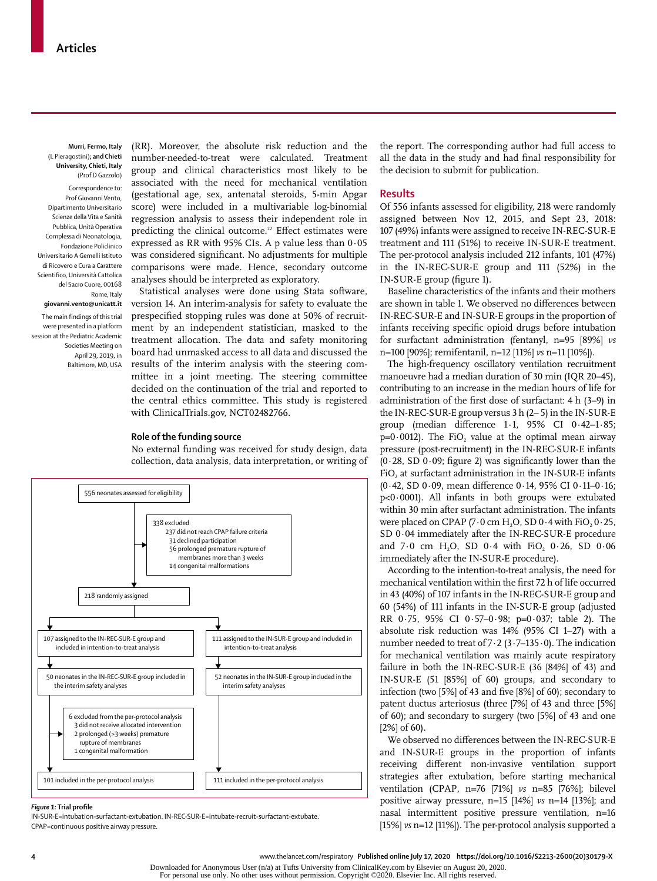(RR). Moreover, the absolute risk reduction and the number-needed-to-treat were calculated. Treatment group and clinical characteristics most likely to be associated with the need for mechanical ventilation (gestational age, sex, antenatal steroids, 5-min Apgar score) were included in a multivariable log-binomial regression analysis to assess their independent role in predicting the clinical outcome.[22] Effect estimates were expressed as RR with 95% CIs. A p value less than 0·05 was considered significant. No adjustments for multiple comparisons were made. Hence, secondary outcome analyses should be interpreted as exploratory.

Statistical analyses were done using Stata software, version 14. An interim-analysis for safety to evaluate the prespecified stopping rules was done at 50% of recruitment by an independent statistician, masked to the treatment allocation. The data and safety monitoring board had unmasked access to all data and discussed the results of the interim analysis with the steering committee in a joint meeting. The steering committee decided on the continuation of the trial and reported to the central ethics committee. This study is registered with ClinicalTrials.gov, NCT02482766.

### Role of the funding source

No external funding was received for study design, data collection, data analysis, data interpretation, or writing of the report. The corresponding author had full access to all the data in the study and had final responsibility for the decision to submit for publication.

Murri, Fermo, Italy (L Pieragostini); and Chieti University, Chieti, Italy (Prof D Gazzolo)

Correspondence to: Prof Giovanni Vento, Dipartimento Universitario Scienze della Vita e Sanità Pubblica, Unità Operativa Complessa di Neonatologia, Fondazione Policlinico Universitario A Gemelli Istituto di Ricovero e Cura a Carattere Scientifico, Università Cattolica del Sacro Cuore, 00168 Rome, Italy giovanni.vento@unicatt.it

The main findings of this trial were presented in a platform session at the Pediatric Academic Societies Meeting on April 29, 2019, in Baltimore, MD, USA

556 neonates assessed for eligibility

338 excluded
- 237 did not reach CPAP failure criteria
- 31 declined participation
- 56 prolonged premature rupture of membranes more than 3 weeks
- 14 congenital malformations

218 randomly assigned

107 assigned to the IN-REC-SUR-E group and included in intention-to-treat analysis

111 assigned to the IN-SUR-E group and included in intention-to-treat analysis

50 neonates in the IN-REC-SUR-E group included in the interim safety analyses

52 neonates in the IN-SUR-E group included in the interim safety analyses

6 excluded from the per-protocol analysis
- 3 did not receive allocated intervention
- 2 prolonged (>3 weeks) premature rupture of membranes
- 1 congenital malformation

101 included in the per-protocol analysis

111 included in the per-protocol analysis

*Figure 1:* **Trial profile**
IN-SUR-E=intubation-surfactant-extubation. IN-REC-SUR-E=intubate-recruit-surfactant-extubate. CPAP=continuous positive airway pressure.

## Results

Of 556 infants assessed for eligibility, 218 were randomly assigned between Nov 12, 2015, and Sept 23, 2018: 107 (49%) infants were assigned to receive IN-REC-SUR-E treatment and 111 (51%) to receive IN-SUR-E treatment. The per-protocol analysis included 212 infants, 101 (47%) in the IN-REC-SUR-E group and 111 (52%) in the IN-SUR-E group (figure 1).

Baseline characteristics of the infants and their mothers are shown in table 1. We observed no differences between IN-REC-SUR-E and IN-SUR-E groups in the proportion of infants receiving specific opioid drugs before intubation for surfactant administration (fentanyl, n=95 [89%] *vs* n=100 [90%]; remifentanil, n=12 [11%] *vs* n=11 [10%]).

The high-frequency oscillatory ventilation recruitment manoeuvre had a median duration of 30 min (IQR 20–45), contributing to an increase in the median hours of life for administration of the first dose of surfactant: 4 h (3–9) in the IN-REC-SUR-E group versus 3 h (2– 5) in the IN-SUR-E group (median difference 1·1, 95% CI 0·42–1·85; p=0·0012). The $FiO_2$ value at the optimal mean airway pressure (post-recruitment) in the IN-REC-SUR-E infants (0·28, SD 0·09; figure 2) was significantly lower than the $FiO_2$ at surfactant administration in the IN-SUR-E infants (0·42, SD 0·09, mean difference 0·14, 95% CI 0·11–0·16; p<0·0001). All infants in both groups were extubated within 30 min after surfactant administration. The infants were placed on CPAP (7·0 cm $H_2O$, SD 0·4 with $FiO_2$ 0·25, SD 0·04 immediately after the IN-REC-SUR-E procedure and 7·0 cm $H_2O$, SD 0·4 with $FiO_2$ 0·26, SD 0·06 immediately after the IN-SUR-E procedure).

According to the intention-to-treat analysis, the need for mechanical ventilation within the first 72 h of life occurred in 43 (40%) of 107 infants in the IN-REC-SUR-E group and 60 (54%) of 111 infants in the IN-SUR-E group (adjusted RR 0·75, 95% CI 0·57–0·98; p=0·037; table 2). The absolute risk reduction was 14% (95% CI 1–27) with a number needed to treat of 7·2 (3·7–135·0). The indication for mechanical ventilation was mainly acute respiratory failure in both the IN-REC-SUR-E (36 [84%] of 43) and IN-SUR-E (51 [85%] of 60) groups, and secondary to infection (two [5%] of 43 and five [8%] of 60); secondary to patent ductus arteriosus (three [7%] of 43 and three [5%] of 60); and secondary to surgery (two [5%] of 43 and one [2%] of 60).

We observed no differences between the IN-REC-SUR-E and IN-SUR-E groups in the proportion of infants receiving different non-invasive ventilation support strategies after extubation, before starting mechanical ventilation (CPAP, n=76 [71%] *vs* n=85 [76%]; bilevel positive airway pressure, n=15 [14%] *vs* n=14 [13%]; and nasal intermittent positive pressure ventilation, n=16 [15%] *vs* n=12 [11%]). The per-protocol analysis supported a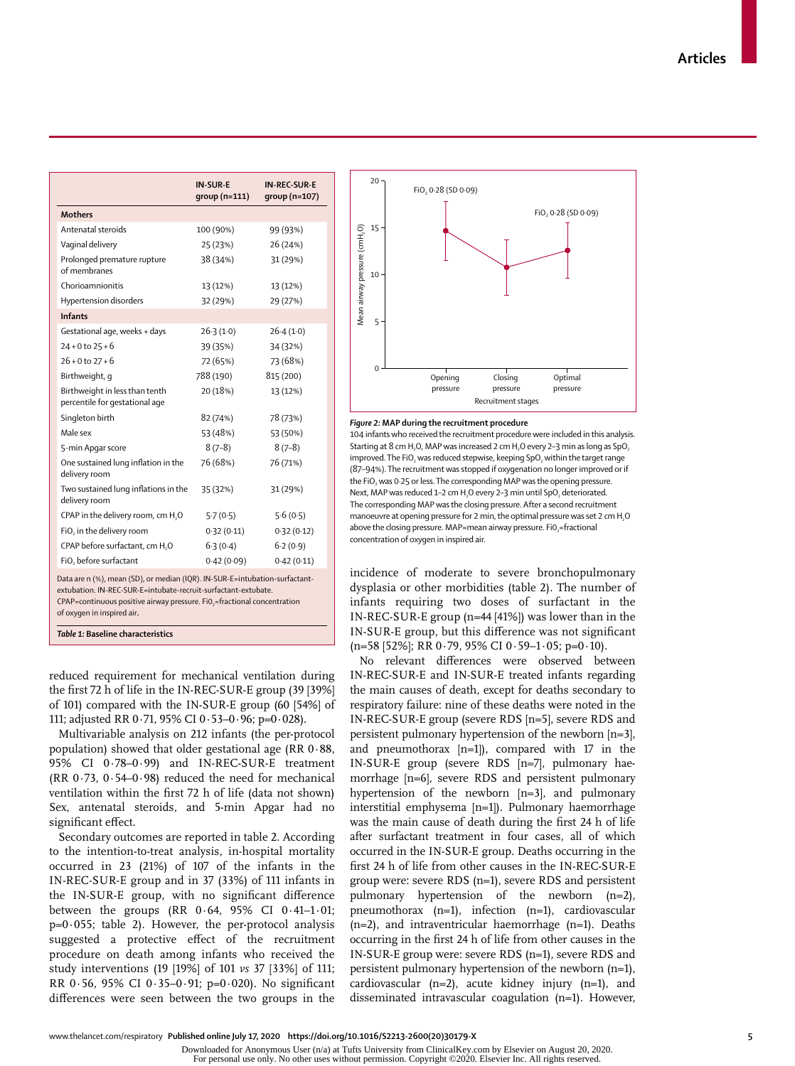| | IN-SUR-E group (n=111) | IN-REC-SUR-E group (n=107) |
|---|---|---|
| **Mothers** | | |
| Antenatal steroids | 100 (90%) | 99 (93%) |
| Vaginal delivery | 25 (23%) | 26 (24%) |
| Prolonged premature rupture of membranes | 38 (34%) | 31 (29%) |
| Chorioamnionitis | 13 (12%) | 13 (12%) |
| Hypertension disorders | 32 (29%) | 29 (27%) |
| **Infants** | | |
| Gestational age, weeks + days | 26·3 (1·0) | 26·4 (1·0) |
| 24 + 0 to 25 + 6 | 39 (35%) | 34 (32%) |
| 26 + 0 to 27 + 6 | 72 (65%) | 73 (68%) |
| Birthweight, g | 788 (190) | 815 (200) |
| Birthweight in less than tenth percentile for gestational age | 20 (18%) | 13 (12%) |
| Singleton birth | 82 (74%) | 78 (73%) |
| Male sex | 53 (48%) | 53 (50%) |
| 5-min Apgar score | 8 (7–8) | 8 (7–8) |
| One sustained lung inflation in the delivery room | 76 (68%) | 76 (71%) |
| Two sustained lung inflations in the delivery room | 35 (32%) | 31 (29%) |
| CPAP in the delivery room, cm $H_2O$ | 5·7 (0·5) | 5·6 (0·5) |
| $FiO_2$ in the delivery room | 0·32 (0·11) | 0·32 (0·12) |
| CPAP before surfactant, cm $H_2O$ | 6·3 (0·4) | 6·2 (0·9) |
| $FiO_2$ before surfactant | 0·42 (0·09) | 0·42 (0·11) |

Data are n (%), mean (SD), or median (IQR). IN-SUR-E=intubation-surfactant-extubation. IN-REC-SUR-E=intubate-recruit-surfactant-extubate. CPAP=continuous positive airway pressure. $FiO_2$=fractional concentration of oxygen in inspired air.

***Table 1:* Baseline characteristics**

**Figure 2: MAP during the recruitment procedure**

104 infants who received the recruitment procedure were included in this analysis. Starting at 8 cm $H_2O$, MAP was increased 2 cm $H_2O$ every 2–3 min as long as $SpO_2$ improved. The $FiO_2$ was reduced stepwise, keeping $SpO_2$ within the target range (87–94%). The recruitment was stopped if oxygenation no longer improved or if the $FiO_2$ was 0·25 or less. The corresponding MAP was the opening pressure. Next, MAP was reduced 1–2 cm $H_2O$ every 2–3 min until $SpO_2$ deteriorated. The corresponding MAP was the closing pressure. After a second recruitment manoeuvre at opening pressure for 2 min, the optimal pressure was set 2 cm $H_2O$ above the closing pressure. MAP=mean airway pressure. $FiO_2$=fractional concentration of oxygen in inspired air.

reduced requirement for mechanical ventilation during the first 72 h of life in the IN-REC-SUR-E group (39 [39%] of 101) compared with the IN-SUR-E group (60 [54%] of 111; adjusted RR 0·71, 95% CI 0·53–0·96; p=0·028).

Multivariable analysis on 212 infants (the per-protocol population) showed that older gestational age (RR 0·88, 95% CI 0·78–0·99) and IN-REC-SUR-E treatment (RR 0·73, 0·54–0·98) reduced the need for mechanical ventilation within the first 72 h of life (data not shown). Sex, antenatal steroids, and 5-min Apgar had no significant effect.

Secondary outcomes are reported in table 2. According to the intention-to-treat analysis, in-hospital mortality occurred in 23 (21%) of 107 of the infants in the IN-REC-SUR-E group and in 37 (33%) of 111 infants in the IN-SUR-E group, with no significant difference between the groups (RR 0·64, 95% CI 0·41–1·01; p=0·055; table 2). However, the per-protocol analysis suggested a protective effect of the recruitment procedure on death among infants who received the study interventions (19 [19%] of 101 *vs* 37 [33%] of 111; RR 0·56, 95% CI 0·35–0·91; p=0·020). No significant differences were seen between the two groups in the incidence of moderate to severe bronchopulmonary dysplasia or other morbidities (table 2). The number of infants requiring two doses of surfactant in the IN-REC-SUR-E group (n=44 [41%]) was lower than in the IN-SUR-E group, but this difference was not significant (n=58 [52%]; RR 0·79, 95% CI 0·59–1·05; p=0·10).

No relevant differences were observed between IN-REC-SUR-E and IN-SUR-E treated infants regarding the main causes of death, except for deaths secondary to respiratory failure: nine of these deaths were noted in the IN-REC-SUR-E group (severe RDS [n=5], severe RDS and persistent pulmonary hypertension of the newborn [n=3], and pneumothorax [n=1]), compared with 17 in the IN-SUR-E group (severe RDS [n=7], pulmonary haemorrhage [n=6], severe RDS and persistent pulmonary hypertension of the newborn [n=3], and pulmonary interstitial emphysema [n=1]). Pulmonary haemorrhage was the main cause of death during the first 24 h of life after surfactant treatment in four cases, all of which occurred in the IN-SUR-E group. Deaths occurring in the first 24 h of life from other causes in the IN-REC-SUR-E group were: severe RDS (n=1), severe RDS and persistent pulmonary hypertension of the newborn (n=2), pneumothorax (n=1), infection (n=1), cardiovascular (n=2), and intraventricular haemorrhage (n=1). Deaths occurring in the first 24 h of life from other causes in the IN-SUR-E group were: severe RDS (n=1), severe RDS and persistent pulmonary hypertension of the newborn (n=1), cardiovascular (n=2), acute kidney injury (n=1), and disseminated intravascular coagulation (n=1). However,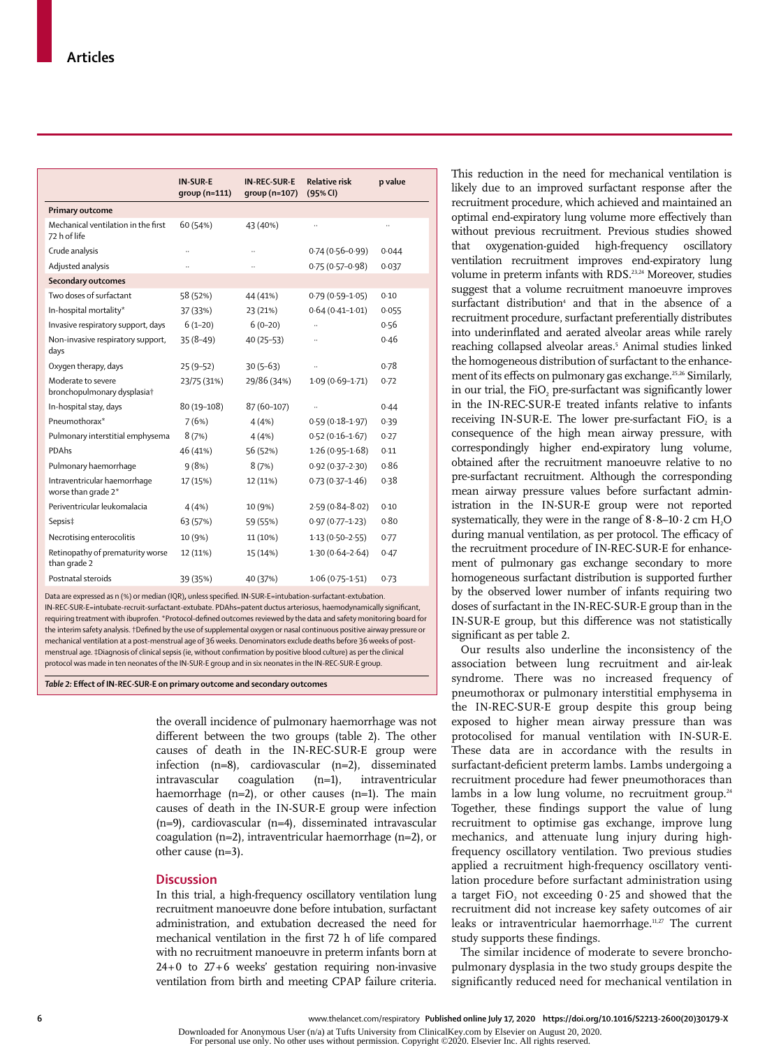|  | IN-SUR-E group (n=111) | IN-REC-SUR-E group (n=107) | Relative risk (95% CI) | p value |
|---|---|---|---|---|
| **Primary outcome** |  |  |  |  |
| Mechanical ventilation in the first 72 h of life | 60 (54%) | 43 (40%) | .. | .. |
| Crude analysis | .. | .. | 0·74 (0·56–0·99) | 0·044 |
| Adjusted analysis | .. | .. | 0·75 (0·57–0·98) | 0·037 |
| **Secondary outcomes** |  |  |  |  |
| Two doses of surfactant | 58 (52%) | 44 (41%) | 0·79 (0·59–1·05) | 0·10 |
| In-hospital mortality* | 37 (33%) | 23 (21%) | 0·64 (0·41–1·01) | 0·055 |
| Invasive respiratory support, days | 6 (1–20) | 6 (0–20) | .. | 0·56 |
| Non-invasive respiratory support, days | 35 (8–49) | 40 (25–53) | .. | 0·46 |
| Oxygen therapy, days | 25 (9–52) | 30 (5–63) | .. | 0·78 |
| Moderate to severe bronchopulmonary dysplasia† | 23/75 (31%) | 29/86 (34%) | 1·09 (0·69–1·71) | 0·72 |
| In-hospital stay, days | 80 (19–108) | 87 (60–107) | .. | 0·44 |
| Pneumothorax* | 7 (6%) | 4 (4%) | 0·59 (0·18–1·97) | 0·39 |
| Pulmonary interstitial emphysema | 8 (7%) | 4 (4%) | 0·52 (0·16–1·67) | 0·27 |
| PDAhs | 46 (41%) | 56 (52%) | 1·26 (0·95–1·68) | 0·11 |
| Pulmonary haemorrhage | 9 (8%) | 8 (7%) | 0·92 (0·37–2·30) | 0·86 |
| Intraventricular haemorrhage worse than grade 2* | 17 (15%) | 12 (11%) | 0·73 (0·37–1·46) | 0·38 |
| Periventricular leukomalacia | 4 (4%) | 10 (9%) | 2·59 (0·84–8·02) | 0·10 |
| Sepsis‡ | 63 (57%) | 59 (55%) | 0·97 (0·77–1·23) | 0·80 |
| Necrotising enterocolitis | 10 (9%) | 11 (10%) | 1·13 (0·50–2·55) | 0·77 |
| Retinopathy of prematurity worse than grade 2 | 12 (11%) | 15 (14%) | 1·30 (0·64–2·64) | 0·47 |
| Postnatal steroids | 39 (35%) | 40 (37%) | 1·06 (0·75–1·51) | 0·73 |

Data are expressed as n (%) or median (IQR), unless specified. IN-SUR-E=intubation-surfactant-extubation. IN-REC-SUR-E=intubate-recruit-surfactant-extubate. PDAhs=patent ductus arteriosus, haemodynamically significant, requiring treatment with ibuprofen. *Protocol-defined outcomes reviewed by the data and safety monitoring board for the interim safety analysis. †Defined by the use of supplemental oxygen or nasal continuous positive airway pressure or mechanical ventilation at a post-menstrual age of 36 weeks. Denominators exclude deaths before 36 weeks of post-menstrual age. ‡Diagnosis of clinical sepsis (ie, without confirmation by positive blood culture) as per the clinical protocol was made in ten neonates of the IN-SUR-E group and in six neonates in the IN-REC-SUR-E group.

*Table 2:* **Effect of IN-REC-SUR-E on primary outcome and secondary outcomes**

the overall incidence of pulmonary haemorrhage was not different between the two groups (table 2). The other causes of death in the IN-REC-SUR-E group were infection (n=8), cardiovascular (n=2), disseminated intravascular coagulation (n=1), intraventricular haemorrhage (n=2), or other causes (n=1). The main causes of death in the IN-SUR-E group were infection (n=9), cardiovascular (n=4), disseminated intravascular coagulation (n=2), intraventricular haemorrhage (n=2), or other cause (n=3).

## Discussion

In this trial, a high-frequency oscillatory ventilation lung recruitment manoeuvre done before intubation, surfactant administration, and extubation decreased the need for mechanical ventilation in the first 72 h of life compared with no recruitment manoeuvre in preterm infants born at 24+0 to 27+6 weeks' gestation requiring non-invasive ventilation from birth and meeting CPAP failure criteria. This reduction in the need for mechanical ventilation is likely due to an improved surfactant response after the recruitment procedure, which achieved and maintained an optimal end-expiratory lung volume more effectively than without previous recruitment. Previous studies showed that oxygenation-guided high-frequency oscillatory ventilation recruitment improves end-expiratory lung volume in preterm infants with RDS.[23,24] Moreover, studies suggest that a volume recruitment manoeuvre improves surfactant distribution[4] and that in the absence of a recruitment procedure, surfactant preferentially distributes into underinflated and aerated alveolar areas while rarely reaching collapsed alveolar areas.[5] Animal studies linked the homogeneous distribution of surfactant to the enhancement of its effects on pulmonary gas exchange.[25,26] Similarly, in our trial, the $FiO_2$ pre-surfactant was significantly lower in the IN-REC-SUR-E treated infants relative to infants receiving IN-SUR-E. The lower pre-surfactant $FiO_2$ is a consequence of the high mean airway pressure, with correspondingly higher end-expiratory lung volume, obtained after the recruitment manoeuvre relative to no pre-surfactant recruitment. Although the corresponding mean airway pressure values before surfactant administration in the IN-SUR-E group were not reported systematically, they were in the range of 8·8–10·2 cm $H_2O$ during manual ventilation, as per protocol. The efficacy of the recruitment procedure of IN-REC-SUR-E for enhancement of pulmonary gas exchange secondary to more homogeneous surfactant distribution is supported further by the observed lower number of infants requiring two doses of surfactant in the IN-REC-SUR-E group than in the IN-SUR-E group, but this difference was not statistically significant as per table 2.

Our results also underline the inconsistency of the association between lung recruitment and air-leak syndrome. There was no increased frequency of pneumothorax or pulmonary interstitial emphysema in the IN-REC-SUR-E group despite this group being exposed to higher mean airway pressure than was protocolised for manual ventilation with IN-SUR-E. These data are in accordance with the results in surfactant-deficient preterm lambs. Lambs undergoing a recruitment procedure had fewer pneumothoraces than lambs in a low lung volume, no recruitment group.[24] Together, these findings support the value of lung recruitment to optimise gas exchange, improve lung mechanics, and attenuate lung injury during high-frequency oscillatory ventilation. Two previous studies applied a recruitment high-frequency oscillatory ventilation procedure before surfactant administration using a target $FiO_2$ not exceeding 0·25 and showed that the recruitment did not increase key safety outcomes of air leaks or intraventricular haemorrhage.[11,27] The current study supports these findings.

The similar incidence of moderate to severe bronchopulmonary dysplasia in the two study groups despite the significantly reduced need for mechanical ventilation in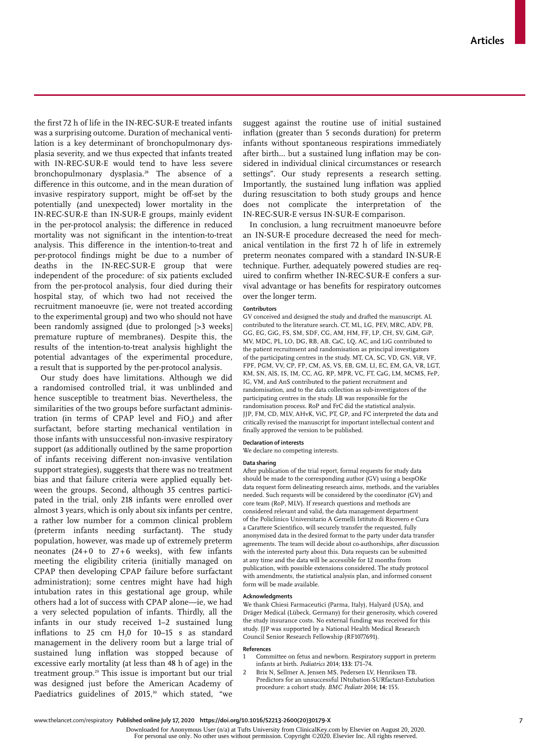the first 72 h of life in the IN-REC-SUR-E treated infants was a surprising outcome. Duration of mechanical ventilation is a key determinant of bronchopulmonary dysplasia severity, and we thus expected that infants treated with IN-REC-SUR-E would tend to have less severe bronchopulmonary dysplasia.[28] The absence of a difference in this outcome, and in the mean duration of invasive respiratory support, might be off-set by the potentially (and unexpected) lower mortality in the IN-REC-SUR-E than IN-SUR-E groups, mainly evident in the per-protocol analysis; the difference in reduced mortality was not significant in the intention-to-treat analysis. This difference in the intention-to-treat and per-protocol findings might be due to a number of deaths in the IN-REC-SUR-E group that were independent of the procedure: of six patients excluded from the per-protocol analysis, four died during their hospital stay, of which two had not received the recruitment manoeuvre (ie, were not treated according to the experimental group) and two who should not have been randomly assigned (due to prolonged [>3 weeks] premature rupture of membranes). Despite this, the results of the intention-to-treat analysis highlight the potential advantages of the experimental procedure, a result that is supported by the per-protocol analysis.

Our study does have limitations. Although we did a randomised controlled trial, it was unblinded and hence susceptible to treatment bias. Nevertheless, the similarities of the two groups before surfactant administration (in terms of CPAP level and $FiO_2$) and after surfactant, before starting mechanical ventilation in those infants with unsuccessful non-invasive respiratory support (as additionally outlined by the same proportion of infants receiving different non-invasive ventilation support strategies), suggests that there was no treatment bias and that failure criteria were applied equally between the groups. Second, although 35 centres participated in the trial, only 218 infants were enrolled over almost 3 years, which is only about six infants per centre, a rather low number for a common clinical problem (preterm infants needing surfactant). The study population, however, was made up of extremely preterm neonates (24+0 to 27+6 weeks), with few infants meeting the eligibility criteria (initially managed on CPAP then developing CPAP failure before surfactant administration); some centres might have had high intubation rates in this gestational age group, while others had a lot of success with CPAP alone—ie, we had a very selected population of infants. Thirdly, all the infants in our study received 1–2 sustained lung inflations to 25 cm $H_2O$ for 10–15 s as standard management in the delivery room but a large trial of sustained lung inflation was stopped because of excessive early mortality (at less than 48 h of age) in the treatment group.[29] This issue is important but our trial was designed just before the American Academy of Paediatrics guidelines of 2015,[30] which stated, "we suggest against the routine use of initial sustained inflation (greater than 5 seconds duration) for preterm infants without spontaneous respirations immediately after birth... but a sustained lung inflation may be considered in individual clinical circumstances or research settings". Our study represents a research setting. Importantly, the sustained lung inflation was applied during resuscitation to both study groups and hence does not complicate the interpretation of the IN-REC-SUR-E versus IN-SUR-E comparison.

In conclusion, a lung recruitment manoeuvre before an IN-SUR-E procedure decreased the need for mechanical ventilation in the first 72 h of life in extremely preterm neonates compared with a standard IN-SUR-E technique. Further, adequately powered studies are required to confirm whether IN-REC-SUR-E confers a survival advantage or has benefits for respiratory outcomes over the longer term.

#### Contributors

GV conceived and designed the study and drafted the manuscript. AL contributed to the literature search. CT, ML, LG, PEV, MRC, ADV, PB, GG, EG, GiG, FS, SM, SDF, CG, AM, HM, FF, LP, CH, SV, GiM, GiP, MV, MDC, PL, LO, DG, RB, AB, CaC, LQ, AC, and LiG contributed to the patient recruitment and randomisation as principal investigators of the participating centres in the study. MT, CA, SC, VD, GN, ViR, VF, FPF, PGM, VV, CP, FP, CM, AS, VS, EB, GM, LI, EC, EM, GA, VR, LGT, KM, SN, AlS, IS, IM, CC, AG, RP, MPR, VC, FT, CaG, LM, MCMS, FeP, IG, VM, and AnS contributed to the patient recruitment and randomisation, and to the data collection as sub-investigators of the participating centres in the study. LB was responsible for the randomisation process. RoP and FrC did the statistical analysis. JJP, FM, CD, MLV, AHvK, ViC, PT, GP, and FC interpreted the data and critically revised the manuscript for important intellectual content and finally approved the version to be published.

#### Declaration of interests

We declare no competing interests.

#### Data sharing

After publication of the trial report, formal requests for study data should be made to the corresponding author (GV) using a bespOKe data request form delineating research aims, methods, and the variables needed. Such requests will be considered by the coordinator (GV) and core team (RoP, MLV). If research questions and methods are considered relevant and valid, the data management department of the Policlinico Universitario A Gemelli Istituto di Ricovero e Cura a Carattere Scientifico, will securely transfer the requested, fully anonymised data in the desired format to the party under data transfer agreements. The team will decide about co-authorships, after discussion with the interested party about this. Data requests can be submitted at any time and the data will be accessible for 12 months from publication, with possible extensions considered. The study protocol with amendments, the statistical analysis plan, and informed consent form will be made available.

#### Acknowledgments

We thank Chiesi Farmaceutici (Parma, Italy), Halyard (USA), and Dräger Medical (Lübeck, Germany) for their generosity, which covered the study insurance costs. No external funding was received for this study. JJP was supported by a National Health Medical Research Council Senior Research Fellowship (RF1077691).

#### References

1. Committee on fetus and newborn. Respiratory support in preterm infants at birth. *Pediatrics* 2014; **133:** 171–74.
2. Brix N, Sellmer A, Jensen MS, Pedersen LV, Henriksen TB. Predictors for an unsuccessful INtubation-SURfactant-Extubation procedure: a cohort study. *BMC Pediatr* 2014; **14:** 155.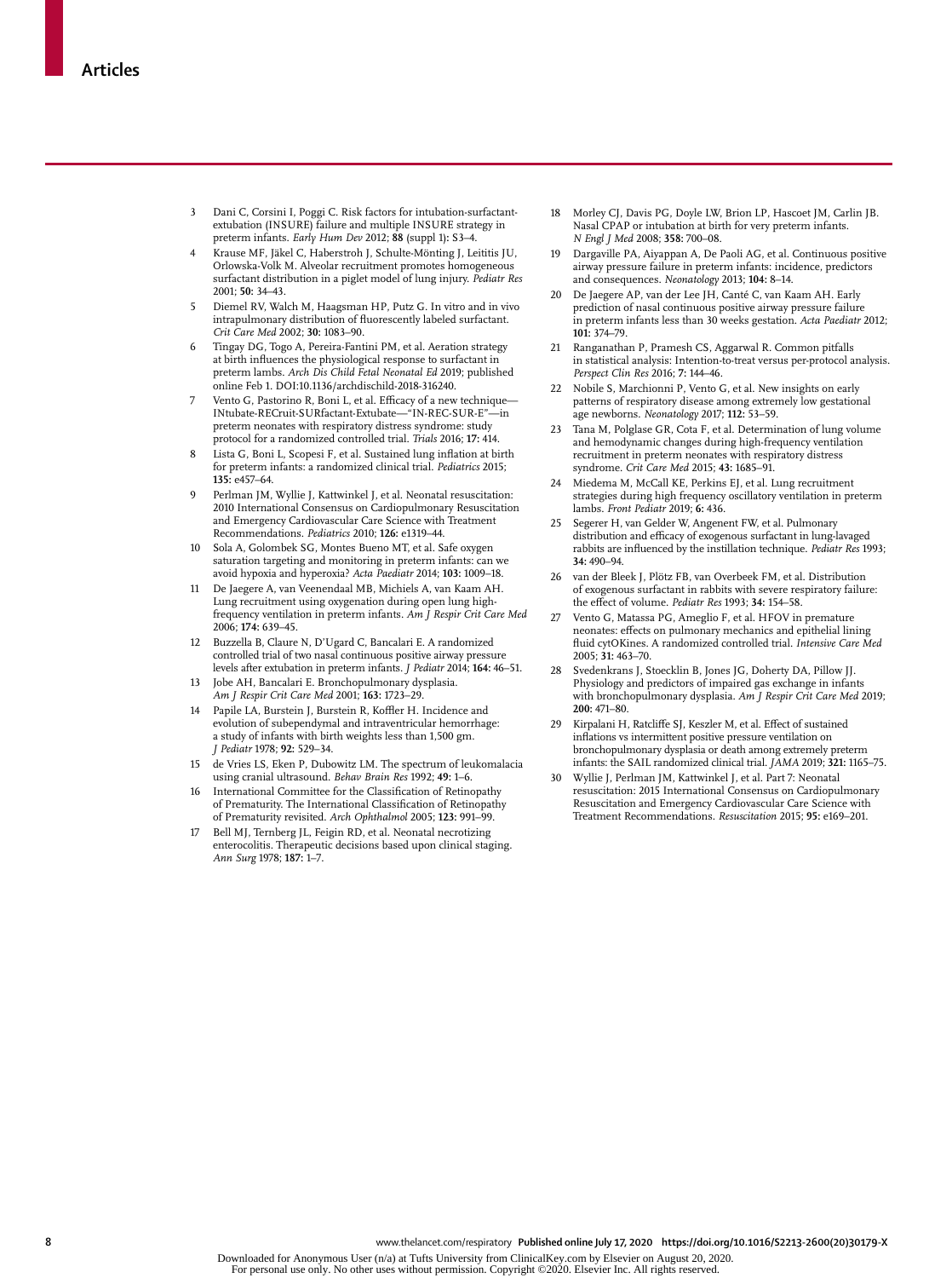3 Dani C, Corsini I, Poggi C. Risk factors for intubation-surfactant-extubation (INSURE) failure and multiple INSURE strategy in preterm infants. *Early Hum Dev* 2012; **88** (suppl 1): S3–4.

4 Krause MF, Jäkel C, Haberstroh J, Schulte-Mönting J, Leititis JU, Orlowska-Volk M. Alveolar recruitment promotes homogeneous surfactant distribution in a piglet model of lung injury. *Pediatr Res* 2001; **50:** 34–43.

5 Diemel RV, Walch M, Haagsman HP, Putz G. In vitro and in vivo intrapulmonary distribution of fluorescently labeled surfactant. *Crit Care Med* 2002; **30:** 1083–90.

6 Tingay DG, Togo A, Pereira-Fantini PM, et al. Aeration strategy at birth influences the physiological response to surfactant in preterm lambs. *Arch Dis Child Fetal Neonatal Ed* 2019; published online Feb 1. DOI:10.1136/archdischild-2018-316240.

7 Vento G, Pastorino R, Boni L, et al. Efficacy of a new technique—INtubate-RECruit-SURfactant-Extubate—"IN-REC-SUR-E"—in preterm neonates with respiratory distress syndrome: study protocol for a randomized controlled trial. *Trials* 2016; **17:** 414.

8 Lista G, Boni L, Scopesi F, et al. Sustained lung inflation at birth for preterm infants: a randomized clinical trial. *Pediatrics* 2015; **135:** e457–64.

9 Perlman JM, Wyllie J, Kattwinkel J, et al. Neonatal resuscitation: 2010 International Consensus on Cardiopulmonary Resuscitation and Emergency Cardiovascular Care Science with Treatment Recommendations. *Pediatrics* 2010; **126:** e1319–44.

10 Sola A, Golombek SG, Montes Bueno MT, et al. Safe oxygen saturation targeting and monitoring in preterm infants: can we avoid hypoxia and hyperoxia? *Acta Paediatr* 2014; **103:** 1009–18.

11 De Jaegere A, van Veenendaal MB, Michiels A, van Kaam AH. Lung recruitment using oxygenation during open lung high-frequency ventilation in preterm infants. *Am J Respir Crit Care Med* 2006; **174:** 639–45.

12 Buzzella B, Claure N, D'Ugard C, Bancalari E. A randomized controlled trial of two nasal continuous positive airway pressure levels after extubation in preterm infants. *J Pediatr* 2014; **164:** 46–51.

13 Jobe AH, Bancalari E. Bronchopulmonary dysplasia. *Am J Respir Crit Care Med* 2001; **163:** 1723–29.

14 Papile LA, Burstein J, Burstein R, Koffler H. Incidence and evolution of subependymal and intraventricular hemorrhage: a study of infants with birth weights less than 1,500 gm. *J Pediatr* 1978; **92:** 529–34.

15 de Vries LS, Eken P, Dubowitz LM. The spectrum of leukomalacia using cranial ultrasound. *Behav Brain Res* 1992; **49:** 1–6.

16 International Committee for the Classification of Retinopathy of Prematurity. The International Classification of Retinopathy of Prematurity revisited. *Arch Ophthalmol* 2005; **123:** 991–99.

17 Bell MJ, Ternberg JL, Feigin RD, et al. Neonatal necrotizing enterocolitis. Therapeutic decisions based upon clinical staging. *Ann Surg* 1978; **187:** 1–7.

18 Morley CJ, Davis PG, Doyle LW, Brion LP, Hascoet JM, Carlin JB. Nasal CPAP or intubation at birth for very preterm infants. *N Engl J Med* 2008; **358:** 700–08.

19 Dargaville PA, Aiyappan A, De Paoli AG, et al. Continuous positive airway pressure failure in preterm infants: incidence, predictors and consequences. *Neonatology* 2013; **104:** 8–14.

20 De Jaegere AP, van der Lee JH, Canté C, van Kaam AH. Early prediction of nasal continuous positive airway pressure failure in preterm infants less than 30 weeks gestation. *Acta Paediatr* 2012; **101:** 374–79.

21 Ranganathan P, Pramesh CS, Aggarwal R. Common pitfalls in statistical analysis: Intention-to-treat versus per-protocol analysis. *Perspect Clin Res* 2016; **7:** 144–46.

22 Nobile S, Marchionni P, Vento G, et al. New insights on early patterns of respiratory disease among extremely low gestational age newborns. *Neonatology* 2017; **112:** 53–59.

23 Tana M, Polglase GR, Cota F, et al. Determination of lung volume and hemodynamic changes during high-frequency ventilation recruitment in preterm neonates with respiratory distress syndrome. *Crit Care Med* 2015; **43:** 1685–91.

24 Miedema M, McCall KE, Perkins EJ, et al. Lung recruitment strategies during high frequency oscillatory ventilation in preterm lambs. *Front Pediatr* 2019; **6:** 436.

25 Segerer H, van Gelder W, Angenent FW, et al. Pulmonary distribution and efficacy of exogenous surfactant in lung-lavaged rabbits are influenced by the instillation technique. *Pediatr Res* 1993; **34:** 490–94.

26 van der Bleek J, Plötz FB, van Overbeek FM, et al. Distribution of exogenous surfactant in rabbits with severe respiratory failure: the effect of volume. *Pediatr Res* 1993; **34:** 154–58.

27 Vento G, Matassa PG, Ameglio F, et al. HFOV in premature neonates: effects on pulmonary mechanics and epithelial lining fluid cytOKines. A randomized controlled trial. *Intensive Care Med* 2005; **31:** 463–70.

28 Svedenkrans J, Stoecklin B, Jones JG, Doherty DA, Pillow JJ. Physiology and predictors of impaired gas exchange in infants with bronchopulmonary dysplasia. *Am J Respir Crit Care Med* 2019; **200:** 471–80.

29 Kirpalani H, Ratcliffe SJ, Keszler M, et al. Effect of sustained inflations vs intermittent positive pressure ventilation on bronchopulmonary dysplasia or death among extremely preterm infants: the SAIL randomized clinical trial. *JAMA* 2019; **321:** 1165–75.

30 Wyllie J, Perlman JM, Kattwinkel J, et al. Part 7: Neonatal resuscitation: 2015 International Consensus on Cardiopulmonary Resuscitation and Emergency Cardiovascular Care Science with Treatment Recommendations. *Resuscitation* 2015; **95:** e169–201.